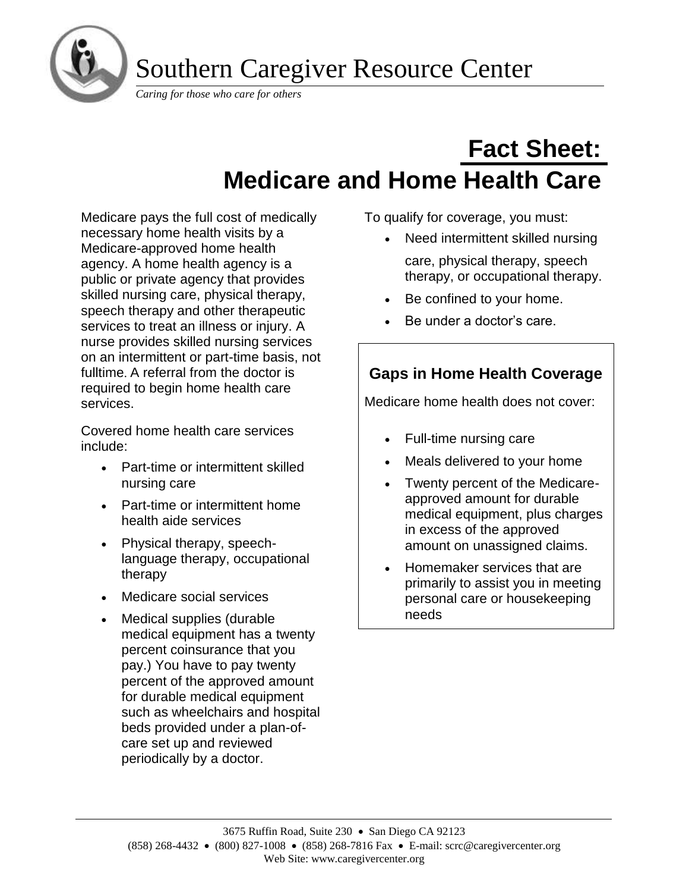Southern Caregiver Resource Center

*Caring for those who care for others*

# Fact Sheet: Medicare and Home Health Care

Medicare pays the full cost of medically necessary home health visits by a Medicare-approved home health agency. A home health agency is a public or private agency that provides skilled nursing care, physical therapy, speech therapy and other therapeutic services to treat an illness or injury. A nurse provides skilled nursing services on an intermittent or part-time basis, not fulltime. A referral from the doctor is required to begin home health care services.

Covered home health care services include:

- Part-time or intermittent skilled nursing care
- Part-time or intermittent home health aide services
- Physical therapy, speech-language therapy, occupational therapy
- Medicare social services
- Medical supplies (durable medical equipment has a twenty percent coinsurance that you pay.) You have to pay twenty percent of the approved amount for durable medical equipment such as wheelchairs and hospital beds provided under a plan-of-care set up and reviewed periodically by a doctor.

To qualify for coverage, you must:

- Need intermittent skilled nursing care, physical therapy, speech therapy, or occupational therapy.
- Be confined to your home.
- Be under a doctor's care.

## Gaps in Home Health Coverage

Medicare home health does not cover:

- Full-time nursing care
- Meals delivered to your home
- Twenty percent of the Medicare-approved amount for durable medical equipment, plus charges in excess of the approved amount on unassigned claims.
- Homemaker services that are primarily to assist you in meeting personal care or housekeeping needs

3675 Ruffin Road, Suite 230 • San Diego CA 92123
(858) 268-4432 • (800) 827-1008 • (858) 268-7816 Fax • E-mail: scrc@caregivercenter.org
Web Site: www.caregivercenter.org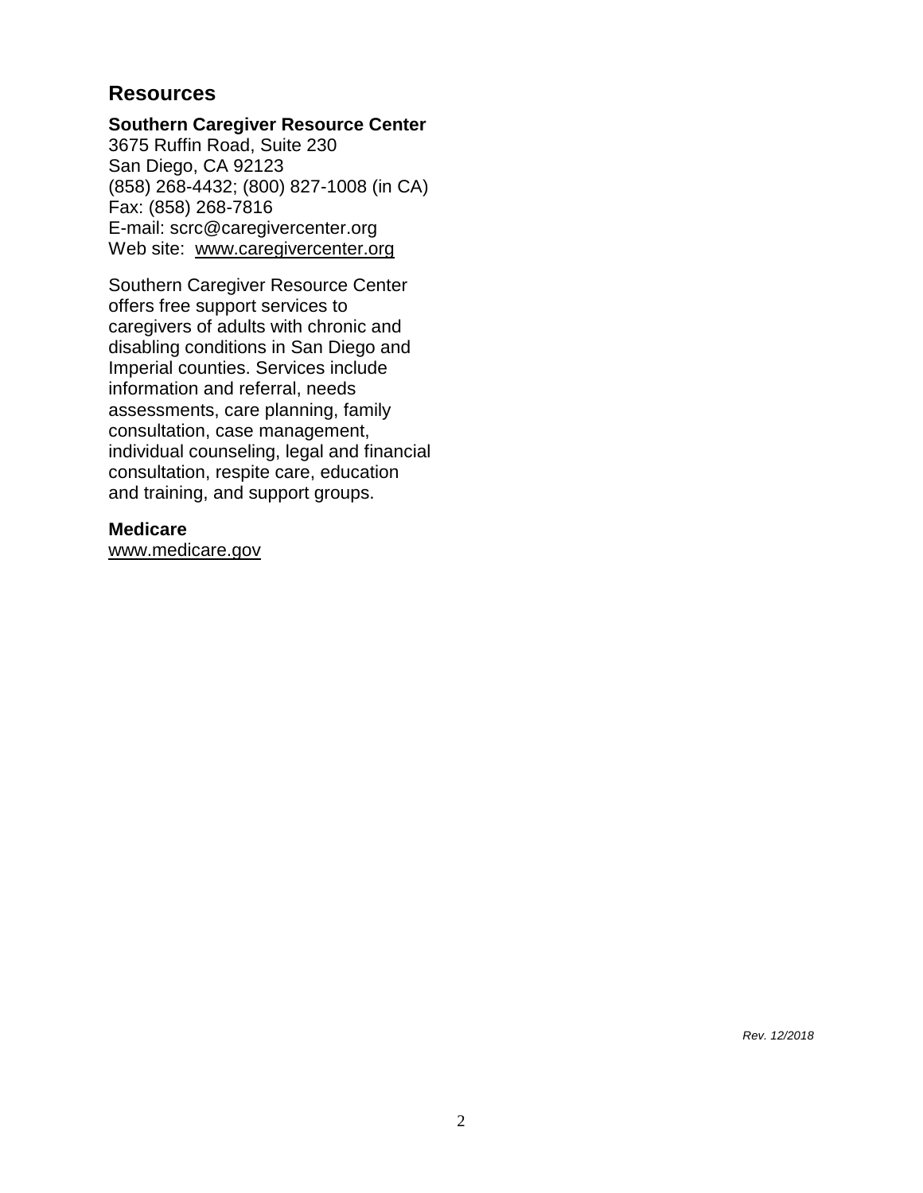## Resources

**Southern Caregiver Resource Center**
3675 Ruffin Road, Suite 230
San Diego, CA 92123
(858) 268-4432; (800) 827-1008 (in CA)
Fax: (858) 268-7816
E-mail: scrc@caregivercenter.org
Web site: www.caregivercenter.org

Southern Caregiver Resource Center offers free support services to caregivers of adults with chronic and disabling conditions in San Diego and Imperial counties. Services include information and referral, needs assessments, care planning, family consultation, case management, individual counseling, legal and financial consultation, respite care, education and training, and support groups.

**Medicare**
www.medicare.gov

*Rev. 12/2018*